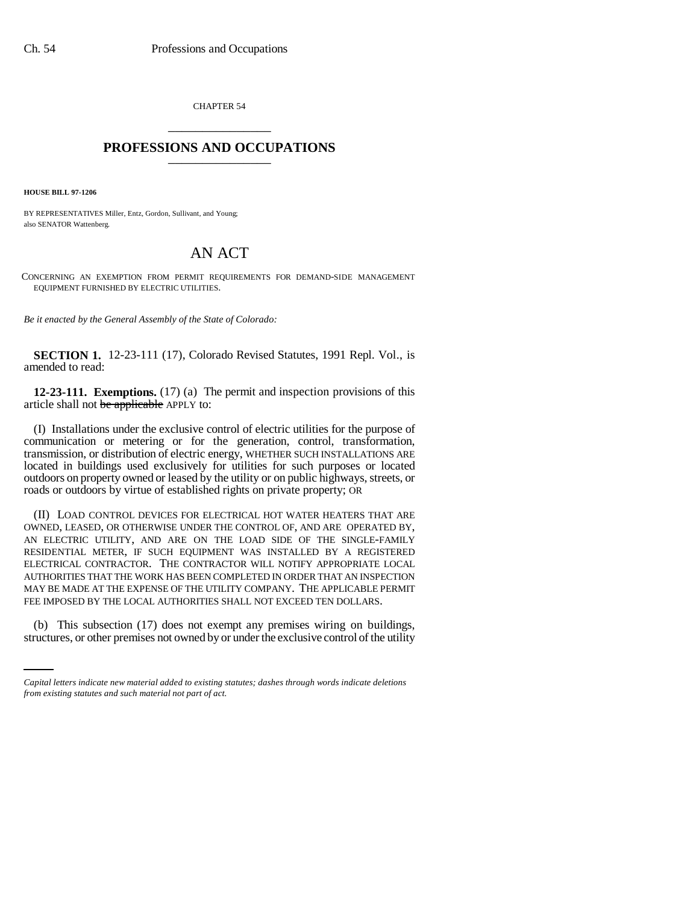CHAPTER 54

# PROFESSIONS AND OCCUPATIONS

**HOUSE BILL 97-1206**

BY REPRESENTATIVES Miller, Entz, Gordon, Sullivant, and Young;
also SENATOR Wattenberg.

## AN ACT

CONCERNING AN EXEMPTION FROM PERMIT REQUIREMENTS FOR DEMAND-SIDE MANAGEMENT EQUIPMENT FURNISHED BY ELECTRIC UTILITIES.

*Be it enacted by the General Assembly of the State of Colorado:*

**SECTION 1.** 12-23-111 (17), Colorado Revised Statutes, 1991 Repl. Vol., is amended to read:

**12-23-111. Exemptions.** (17) (a) The permit and inspection provisions of this article shall not ~~be applicable~~ APPLY to:

(I) Installations under the exclusive control of electric utilities for the purpose of communication or metering or for the generation, control, transformation, transmission, or distribution of electric energy, WHETHER SUCH INSTALLATIONS ARE located in buildings used exclusively for utilities for such purposes or located outdoors on property owned or leased by the utility or on public highways, streets, or roads or outdoors by virtue of established rights on private property; OR

(II) LOAD CONTROL DEVICES FOR ELECTRICAL HOT WATER HEATERS THAT ARE OWNED, LEASED, OR OTHERWISE UNDER THE CONTROL OF, AND ARE OPERATED BY, AN ELECTRIC UTILITY, AND ARE ON THE LOAD SIDE OF THE SINGLE-FAMILY RESIDENTIAL METER, IF SUCH EQUIPMENT WAS INSTALLED BY A REGISTERED ELECTRICAL CONTRACTOR. THE CONTRACTOR WILL NOTIFY APPROPRIATE LOCAL AUTHORITIES THAT THE WORK HAS BEEN COMPLETED IN ORDER THAT AN INSPECTION MAY BE MADE AT THE EXPENSE OF THE UTILITY COMPANY. THE APPLICABLE PERMIT FEE IMPOSED BY THE LOCAL AUTHORITIES SHALL NOT EXCEED TEN DOLLARS.

(b) This subsection (17) does not exempt any premises wiring on buildings, structures, or other premises not owned by or under the exclusive control of the utility

*Capital letters indicate new material added to existing statutes; dashes through words indicate deletions from existing statutes and such material not part of act.*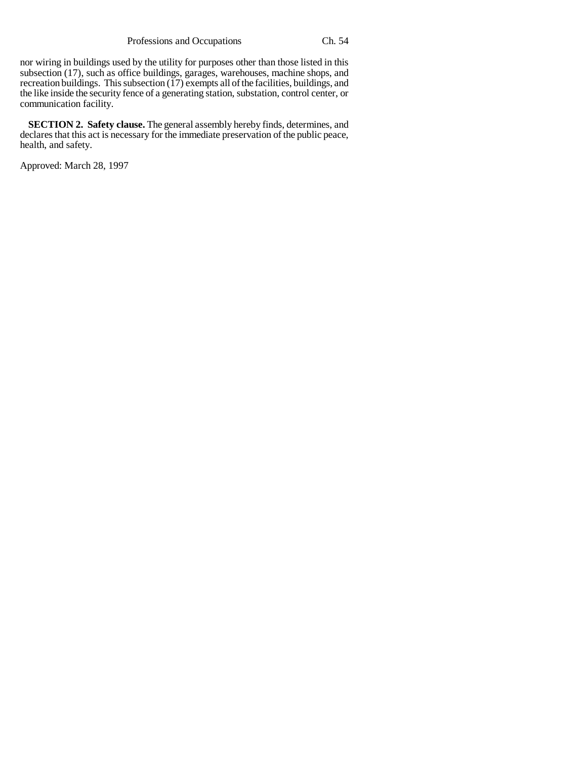nor wiring in buildings used by the utility for purposes other than those listed in this subsection (17), such as office buildings, garages, warehouses, machine shops, and recreation buildings. This subsection (17) exempts all of the facilities, buildings, and the like inside the security fence of a generating station, substation, control center, or communication facility.

**SECTION 2. Safety clause.** The general assembly hereby finds, determines, and declares that this act is necessary for the immediate preservation of the public peace, health, and safety.

Approved: March 28, 1997